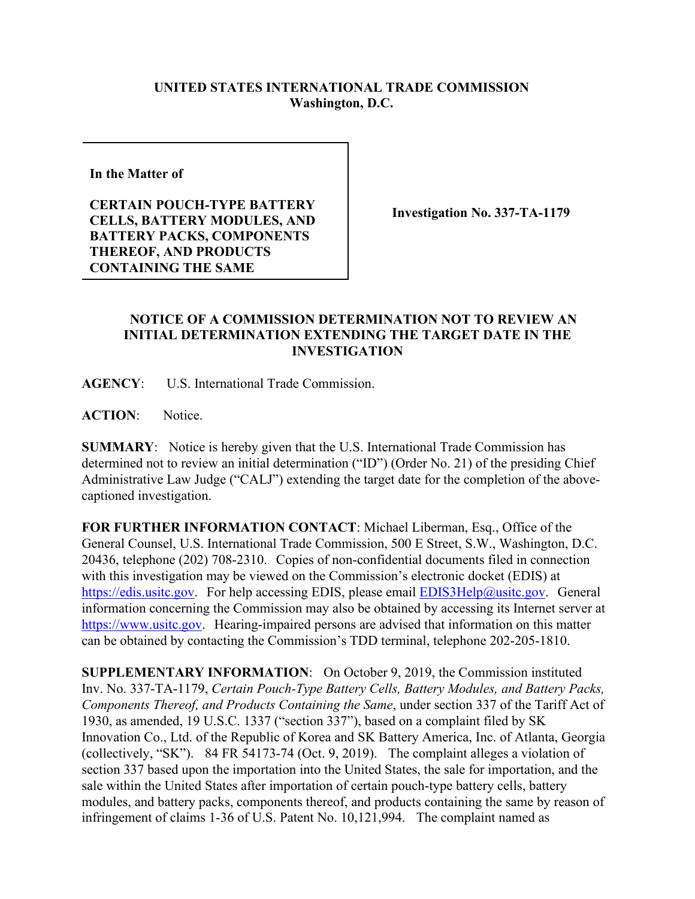**UNITED STATES INTERNATIONAL TRADE COMMISSION**
**Washington, D.C.**

| In the Matter of<br><br>**CERTAIN POUCH-TYPE BATTERY CELLS, BATTERY MODULES, AND BATTERY PACKS, COMPONENTS THEREOF, AND PRODUCTS CONTAINING THE SAME** | **Investigation No. 337-TA-1179** |
| --- | --- |

## NOTICE OF A COMMISSION DETERMINATION NOT TO REVIEW AN INITIAL DETERMINATION EXTENDING THE TARGET DATE IN THE INVESTIGATION

**AGENCY**: U.S. International Trade Commission.

**ACTION**: Notice.

**SUMMARY**: Notice is hereby given that the U.S. International Trade Commission has determined not to review an initial determination ("ID") (Order No. 21) of the presiding Chief Administrative Law Judge ("CALJ") extending the target date for the completion of the above-captioned investigation.

**FOR FURTHER INFORMATION CONTACT**: Michael Liberman, Esq., Office of the General Counsel, U.S. International Trade Commission, 500 E Street, S.W., Washington, D.C. 20436, telephone (202) 708-2310. Copies of non-confidential documents filed in connection with this investigation may be viewed on the Commission's electronic docket (EDIS) at https://edis.usitc.gov. For help accessing EDIS, please email EDIS3Help@usitc.gov. General information concerning the Commission may also be obtained by accessing its Internet server at https://www.usitc.gov. Hearing-impaired persons are advised that information on this matter can be obtained by contacting the Commission's TDD terminal, telephone 202-205-1810.

**SUPPLEMENTARY INFORMATION**: On October 9, 2019, the Commission instituted Inv. No. 337-TA-1179, *Certain Pouch-Type Battery Cells, Battery Modules, and Battery Packs, Components Thereof, and Products Containing the Same*, under section 337 of the Tariff Act of 1930, as amended, 19 U.S.C. 1337 ("section 337"), based on a complaint filed by SK Innovation Co., Ltd. of the Republic of Korea and SK Battery America, Inc. of Atlanta, Georgia (collectively, "SK"). 84 FR 54173-74 (Oct. 9, 2019). The complaint alleges a violation of section 337 based upon the importation into the United States, the sale for importation, and the sale within the United States after importation of certain pouch-type battery cells, battery modules, and battery packs, components thereof, and products containing the same by reason of infringement of claims 1-36 of U.S. Patent No. 10,121,994. The complaint named as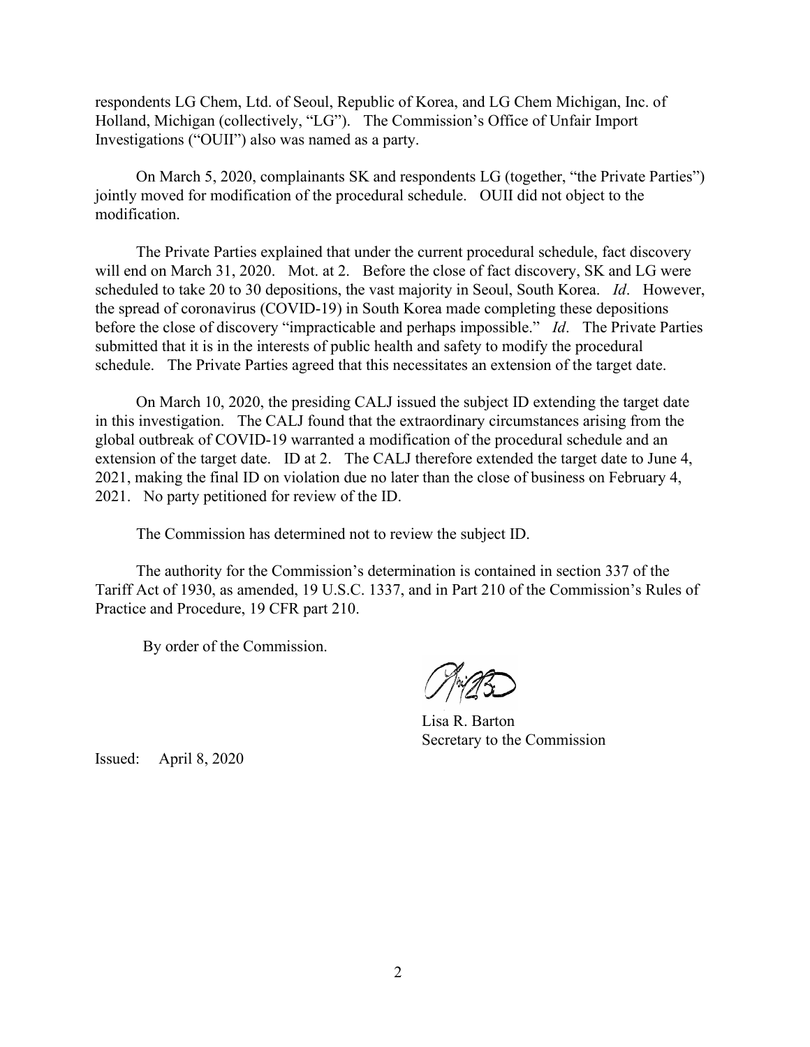respondents LG Chem, Ltd. of Seoul, Republic of Korea, and LG Chem Michigan, Inc. of Holland, Michigan (collectively, "LG"). The Commission's Office of Unfair Import Investigations ("OUII") also was named as a party.

On March 5, 2020, complainants SK and respondents LG (together, "the Private Parties") jointly moved for modification of the procedural schedule. OUII did not object to the modification.

The Private Parties explained that under the current procedural schedule, fact discovery will end on March 31, 2020. Mot. at 2. Before the close of fact discovery, SK and LG were scheduled to take 20 to 30 depositions, the vast majority in Seoul, South Korea. *Id*. However, the spread of coronavirus (COVID-19) in South Korea made completing these depositions before the close of discovery "impracticable and perhaps impossible." *Id*. The Private Parties submitted that it is in the interests of public health and safety to modify the procedural schedule. The Private Parties agreed that this necessitates an extension of the target date.

On March 10, 2020, the presiding CALJ issued the subject ID extending the target date in this investigation. The CALJ found that the extraordinary circumstances arising from the global outbreak of COVID-19 warranted a modification of the procedural schedule and an extension of the target date. ID at 2. The CALJ therefore extended the target date to June 4, 2021, making the final ID on violation due no later than the close of business on February 4, 2021. No party petitioned for review of the ID.

The Commission has determined not to review the subject ID.

The authority for the Commission's determination is contained in section 337 of the Tariff Act of 1930, as amended, 19 U.S.C. 1337, and in Part 210 of the Commission's Rules of Practice and Procedure, 19 CFR part 210.

By order of the Commission.

Lisa R. Barton
Secretary to the Commission

Issued: April 8, 2020